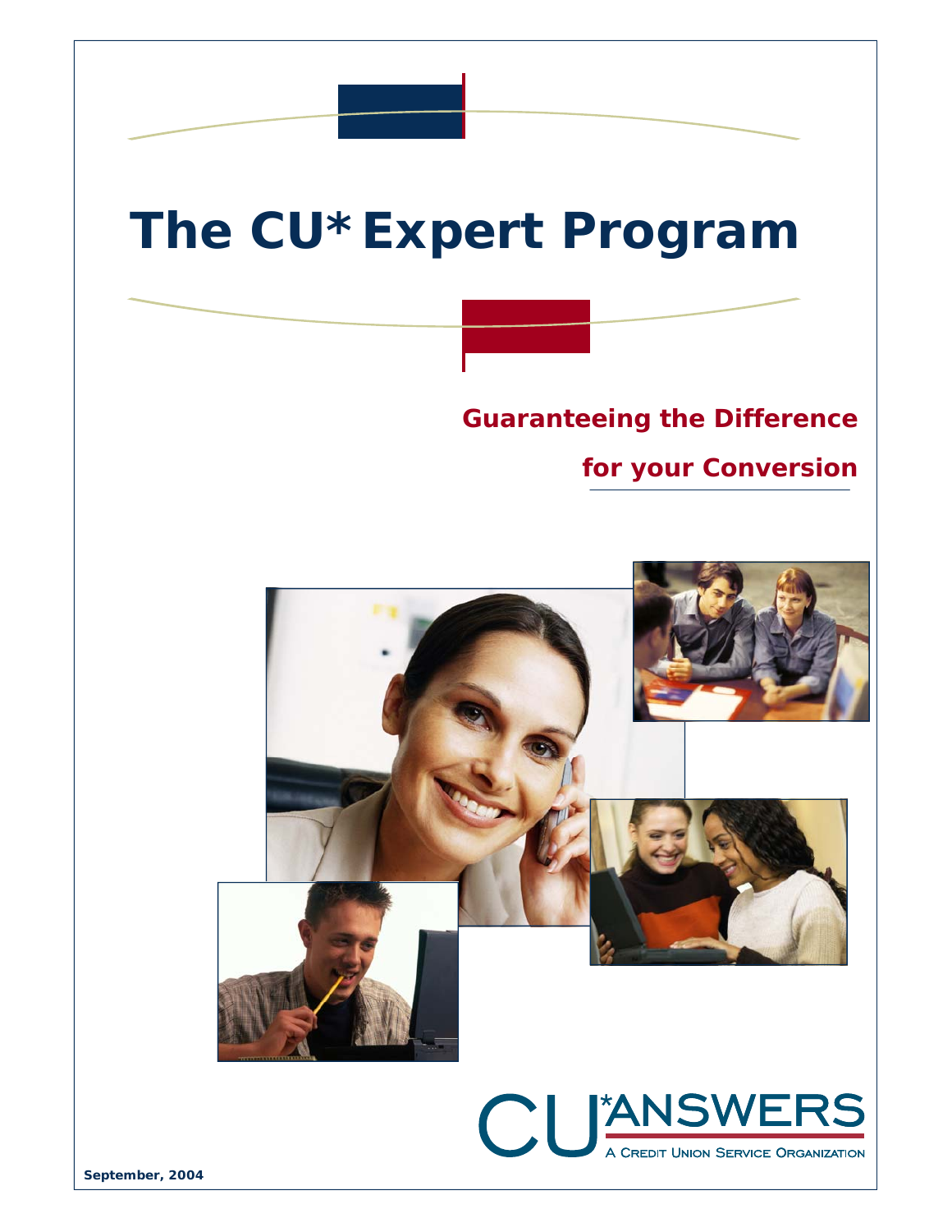# The CU* Expert Program

## Guaranteeing the Difference for your Conversion

CU*ANSWERS

A Credit Union Service Organization

**September, 2004**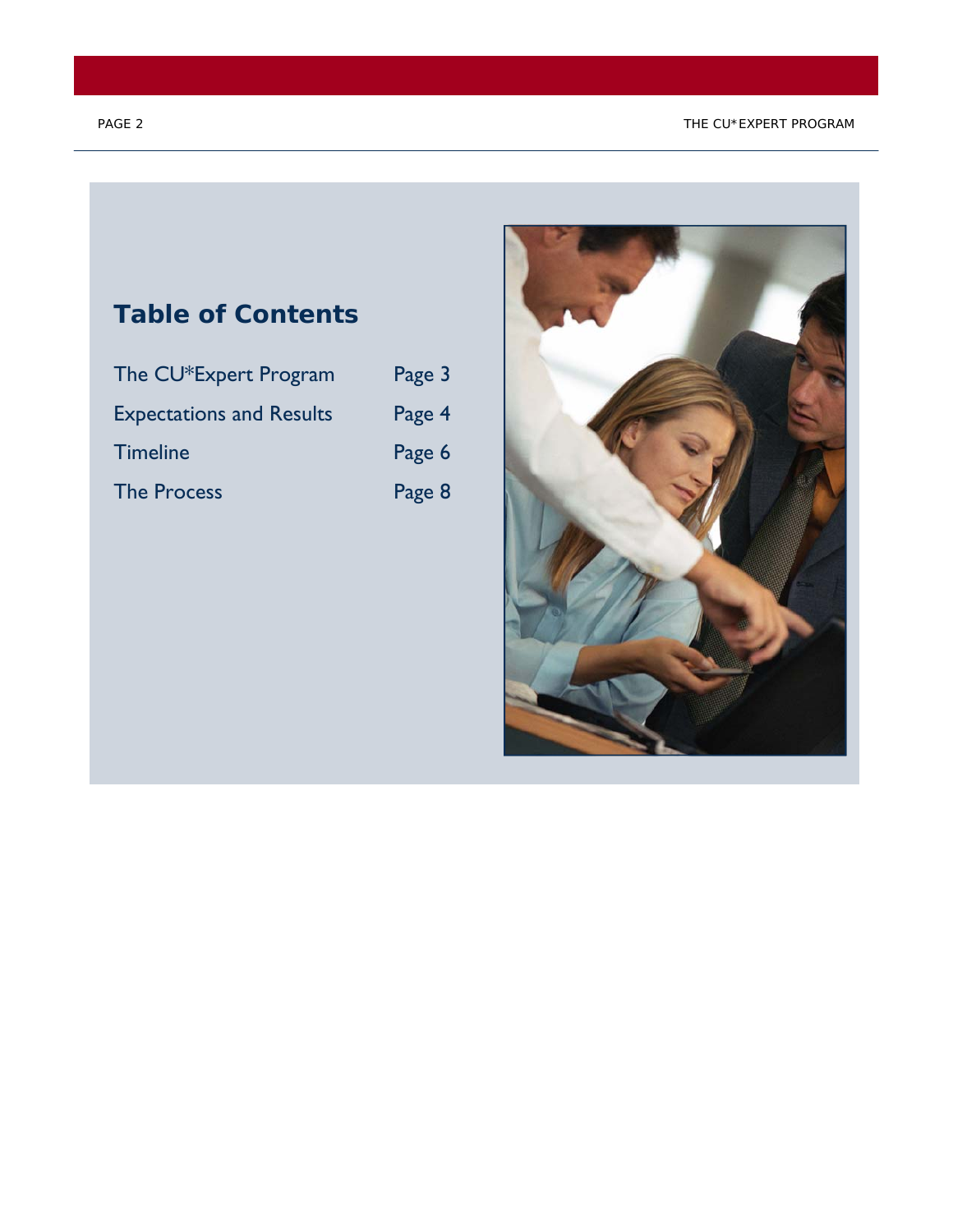## Table of Contents

| | |
|---|---|
| The CU*Expert Program | Page 3 |
| Expectations and Results | Page 4 |
| Timeline | Page 6 |
| The Process | Page 8 |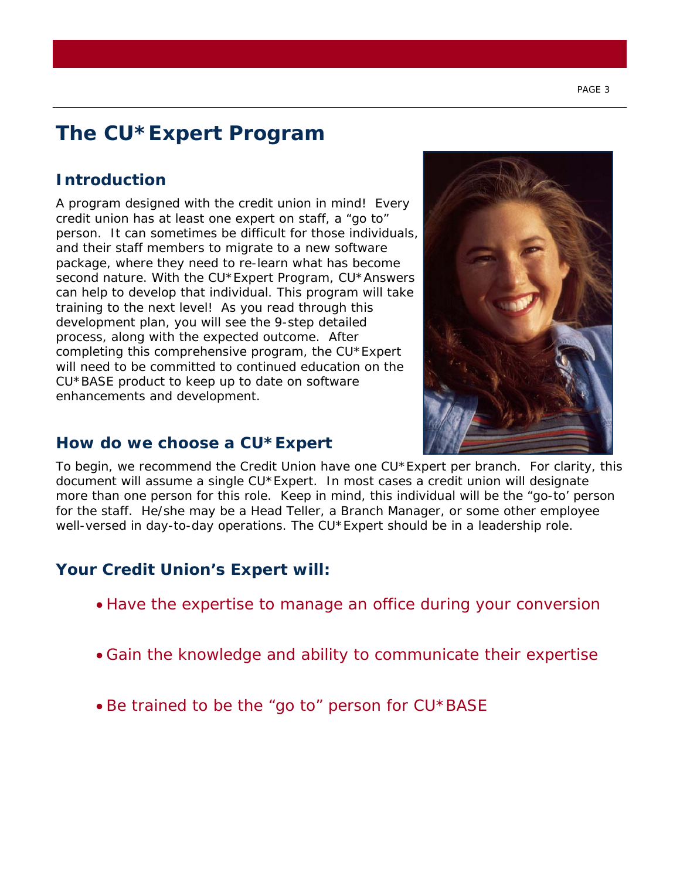# The CU*Expert Program

## Introduction

A program designed with the credit union in mind! Every credit union has at least one expert on staff, a "go to" person. It can sometimes be difficult for those individuals, and their staff members to migrate to a new software package, where they need to re-learn what has become second nature. With the CU*Expert Program, CU*Answers can help to develop that individual. This program will take training to the next level! As you read through this development plan, you will see the 9-step detailed process, along with the expected outcome. After completing this comprehensive program, the CU*Expert will need to be committed to continued education on the CU*BASE product to keep up to date on software enhancements and development.

## How do we choose a CU*Expert

To begin, we recommend the Credit Union have one CU*Expert per branch. For clarity, this document will assume a single CU*Expert. In most cases a credit union will designate more than one person for this role. Keep in mind, this individual will be the "go-to' person for the staff. He/she may be a Head Teller, a Branch Manager, or some other employee well-versed in day-to-day operations. The CU*Expert should be in a leadership role.

## Your Credit Union's Expert will:

- Have the expertise to manage an office during your conversion
- Gain the knowledge and ability to communicate their expertise
- Be trained to be the "go to" person for CU*BASE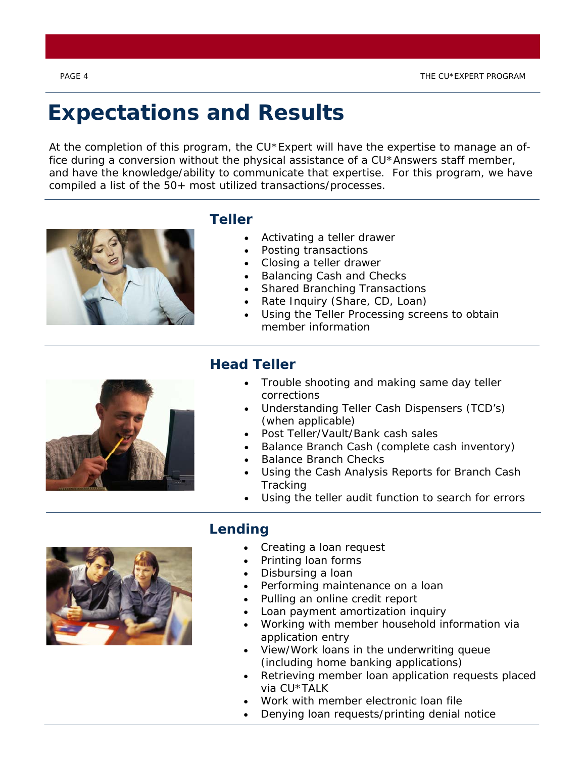# Expectations and Results

At the completion of this program, the CU*Expert will have the expertise to manage an office during a conversion without the physical assistance of a CU*Answers staff member, and have the knowledge/ability to communicate that expertise. For this program, we have compiled a list of the 50+ most utilized transactions/processes.

## Teller

- Activating a teller drawer
- Posting transactions
- Closing a teller drawer
- Balancing Cash and Checks
- Shared Branching Transactions
- Rate Inquiry (Share, CD, Loan)
- Using the Teller Processing screens to obtain member information

## Head Teller

- Trouble shooting and making same day teller corrections
- Understanding Teller Cash Dispensers (TCD's) (when applicable)
- Post Teller/Vault/Bank cash sales
- Balance Branch Cash (complete cash inventory)
- Balance Branch Checks
- Using the Cash Analysis Reports for Branch Cash Tracking
- Using the teller audit function to search for errors

## Lending

- Creating a loan request
- Printing loan forms
- Disbursing a loan
- Performing maintenance on a loan
- Pulling an online credit report
- Loan payment amortization inquiry
- Working with member household information via application entry
- View/Work loans in the underwriting queue (including home banking applications)
- Retrieving member loan application requests placed via CU*TALK
- Work with member electronic loan file
- Denying loan requests/printing denial notice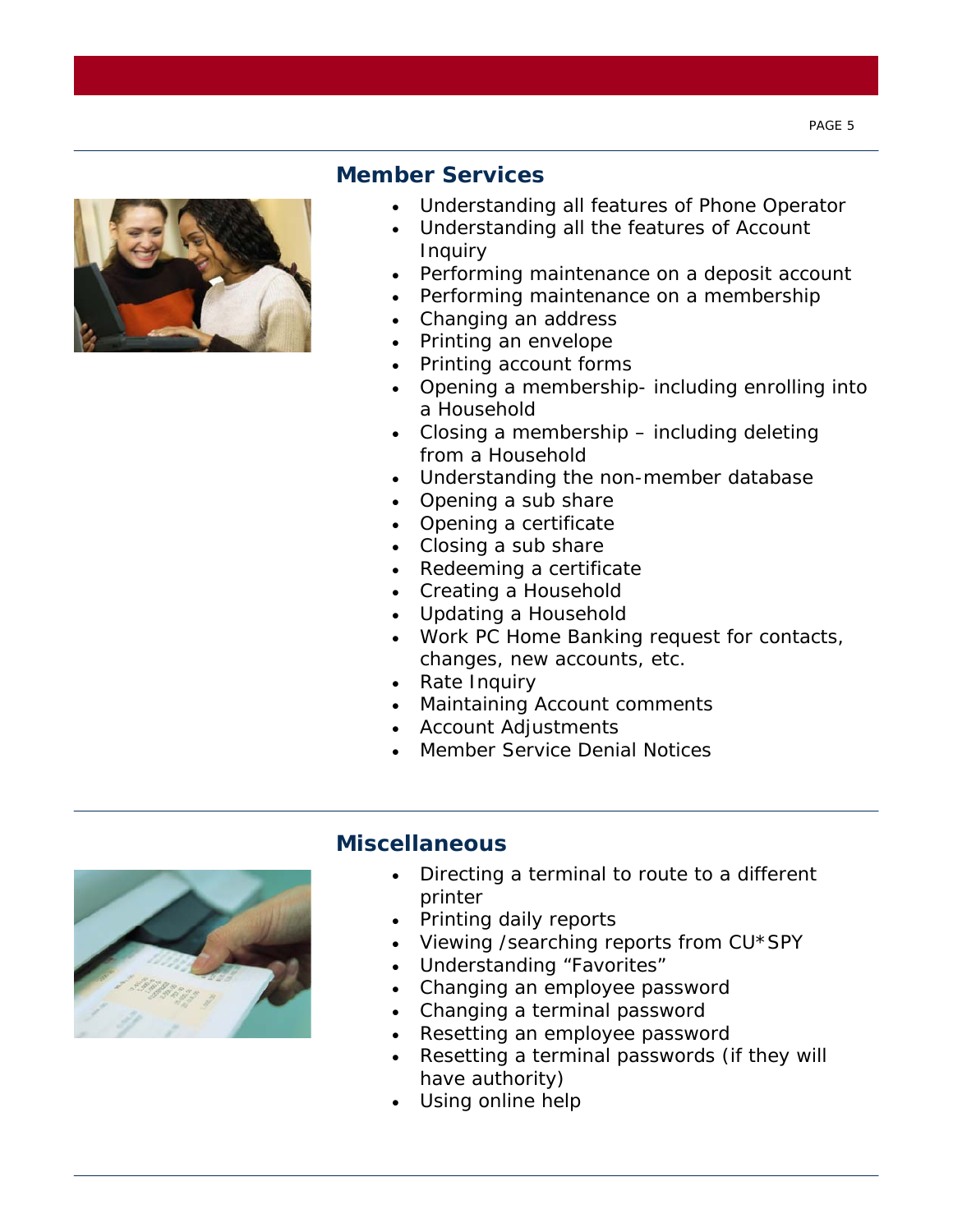## Member Services

- Understanding all features of Phone Operator
- Understanding all the features of Account Inquiry
- Performing maintenance on a deposit account
- Performing maintenance on a membership
- Changing an address
- Printing an envelope
- Printing account forms
- Opening a membership- including enrolling into a Household
- Closing a membership – including deleting from a Household
- Understanding the non-member database
- Opening a sub share
- Opening a certificate
- Closing a sub share
- Redeeming a certificate
- Creating a Household
- Updating a Household
- Work PC Home Banking request for contacts, changes, new accounts, etc.
- Rate Inquiry
- Maintaining Account comments
- Account Adjustments
- Member Service Denial Notices

## Miscellaneous

- Directing a terminal to route to a different printer
- Printing daily reports
- Viewing /searching reports from CU*SPY
- Understanding "Favorites"
- Changing an employee password
- Changing a terminal password
- Resetting an employee password
- Resetting a terminal passwords (if they will have authority)
- Using online help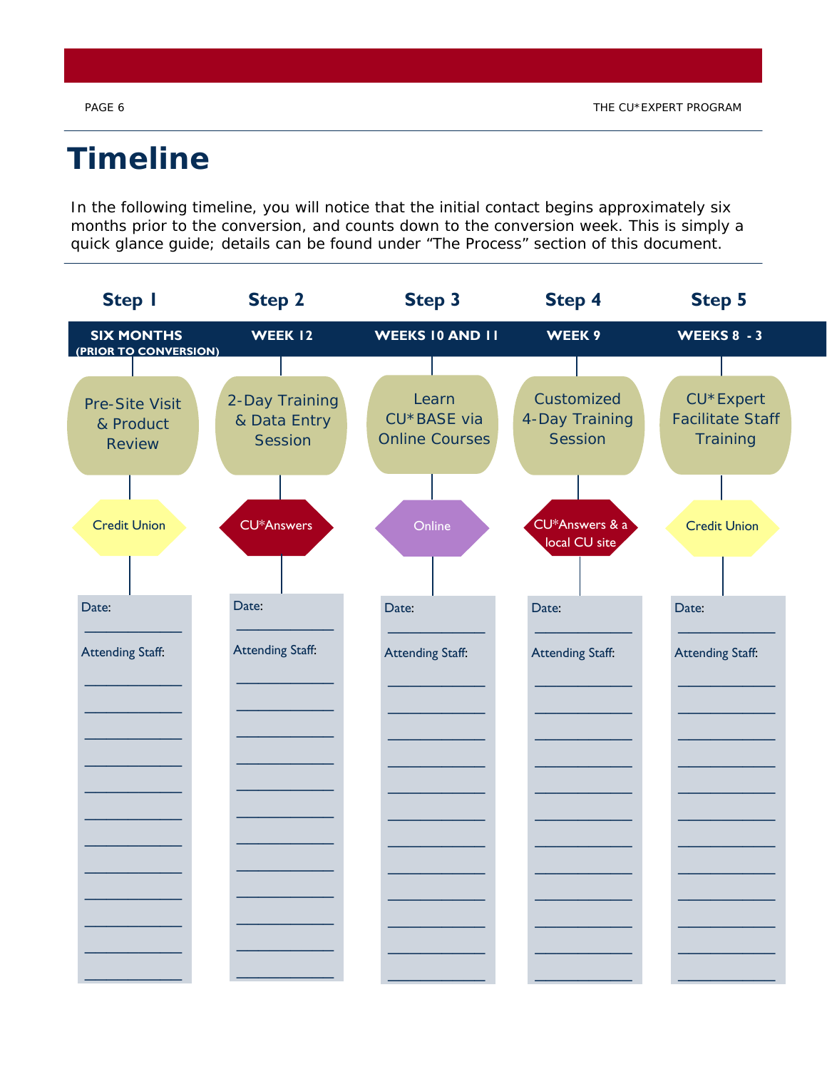# Timeline

In the following timeline, you will notice that the initial contact begins approximately six months prior to the conversion, and counts down to the conversion week. This is simply a quick glance guide; details can be found under "The Process" section of this document.

| Step 1 | Step 2 | Step 3 | Step 4 | Step 5 |
|---|---|---|---|---|
| **SIX MONTHS (PRIOR TO CONVERSION)** | **WEEK 12** | **WEEKS 10 AND 11** | **WEEK 9** | **WEEKS 8 - 3** |
| Pre-Site Visit & Product Review | 2-Day Training & Data Entry Session | Learn CU*BASE via Online Courses | Customized 4-Day Training Session | CU*Expert Facilitate Staff Training |
| Credit Union | CU*Answers | Online | CU*Answers & a local CU site | Credit Union |
| Date: ____________ | Date: ____________ | Date: ____________ | Date: ____________ | Date: ____________ |
| Attending Staff: | Attending Staff: | Attending Staff: | Attending Staff: | Attending Staff: |
| ____________ | ____________ | ____________ | ____________ | ____________ |
| ____________ | ____________ | ____________ | ____________ | ____________ |
| ____________ | ____________ | ____________ | ____________ | ____________ |
| ____________ | ____________ | ____________ | ____________ | ____________ |
| ____________ | ____________ | ____________ | ____________ | ____________ |
| ____________ | ____________ | ____________ | ____________ | ____________ |
| ____________ | ____________ | ____________ | ____________ | ____________ |
| ____________ | ____________ | ____________ | ____________ | ____________ |
| ____________ | ____________ | ____________ | ____________ | ____________ |
| ____________ | ____________ | ____________ | ____________ | ____________ |
| ____________ | ____________ | ____________ | ____________ | ____________ |
| ____________ | ____________ | ____________ | ____________ | ____________ |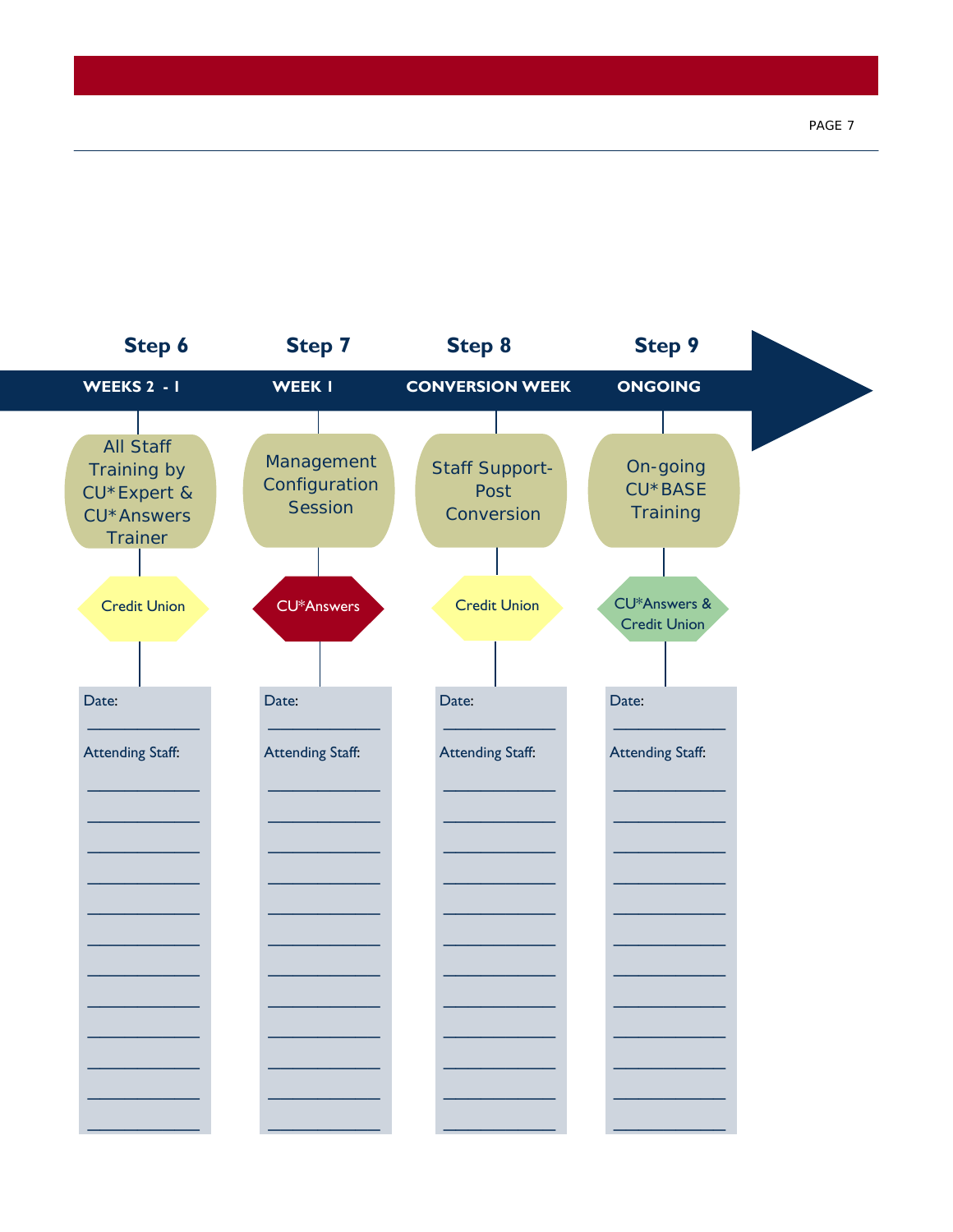| Step 6 | Step 7 | Step 8 | Step 9 |
|---|---|---|---|
| WEEKS 2 - 1 | WEEK 1 | CONVERSION WEEK | ONGOING |
| All Staff Training by CU*Expert & CU*Answers Trainer | Management Configuration Session | Staff Support-Post Conversion | On-going CU*BASE Training |
| Credit Union | CU*Answers | Credit Union | CU*Answers & Credit Union |
| Date: ____________ | Date: ____________ | Date: ____________ | Date: ____________ |
| Attending Staff: | Attending Staff: | Attending Staff: | Attending Staff: |
| ____________ | ____________ | ____________ | ____________ |
| ____________ | ____________ | ____________ | ____________ |
| ____________ | ____________ | ____________ | ____________ |
| ____________ | ____________ | ____________ | ____________ |
| ____________ | ____________ | ____________ | ____________ |
| ____________ | ____________ | ____________ | ____________ |
| ____________ | ____________ | ____________ | ____________ |
| ____________ | ____________ | ____________ | ____________ |
| ____________ | ____________ | ____________ | ____________ |
| ____________ | ____________ | ____________ | ____________ |
| ____________ | ____________ | ____________ | ____________ |
| ____________ | ____________ | ____________ | ____________ |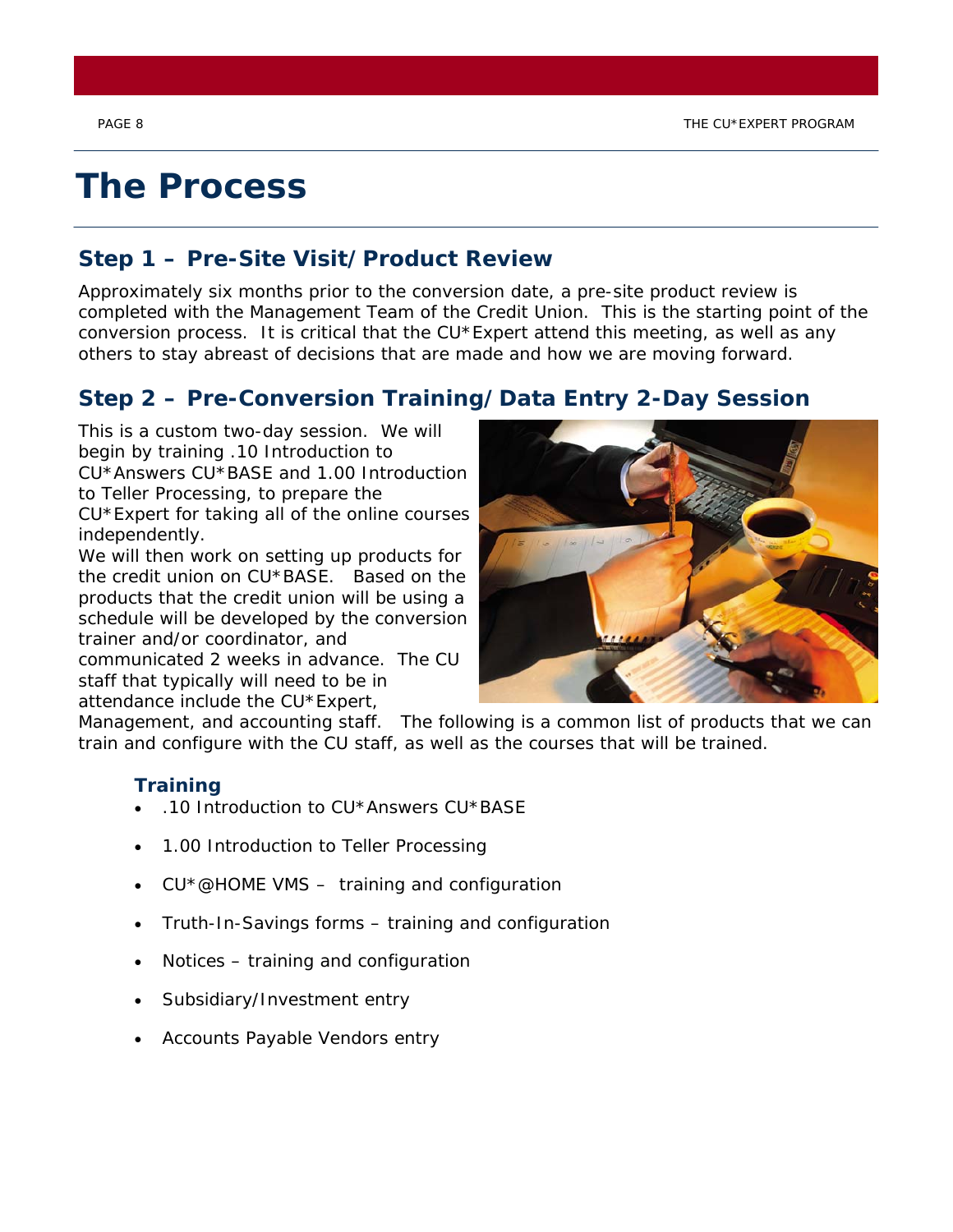# The Process

## Step 1 – Pre-Site Visit/Product Review

Approximately six months prior to the conversion date, a pre-site product review is completed with the Management Team of the Credit Union. This is the starting point of the conversion process. It is critical that the CU*Expert attend this meeting, as well as any others to stay abreast of decisions that are made and how we are moving forward.

## Step 2 – Pre-Conversion Training/Data Entry 2-Day Session

This is a custom two-day session. We will begin by training .10 Introduction to CU*Answers CU*BASE and 1.00 Introduction to Teller Processing, to prepare the CU*Expert for taking all of the online courses independently.

We will then work on setting up products for the credit union on CU*BASE. Based on the products that the credit union will be using a schedule will be developed by the conversion trainer and/or coordinator, and communicated 2 weeks in advance. The CU staff that typically will need to be in attendance include the CU*Expert, Management, and accounting staff. The following is a common list of products that we can train and configure with the CU staff, as well as the courses that will be trained.

### Training

- .10 Introduction to CU*Answers CU*BASE
- 1.00 Introduction to Teller Processing
- CU*@HOME VMS – training and configuration
- Truth-In-Savings forms – training and configuration
- Notices – training and configuration
- Subsidiary/Investment entry
- Accounts Payable Vendors entry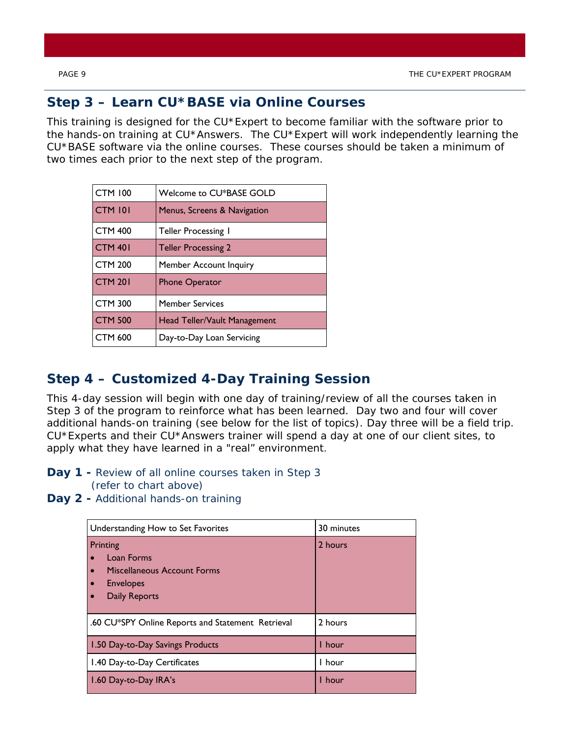## Step 3 – Learn CU*BASE via Online Courses

This training is designed for the CU*Expert to become familiar with the software prior to the hands-on training at CU*Answers. The CU*Expert will work independently learning the CU*BASE software via the online courses. These courses should be taken a minimum of two times each prior to the next step of the program.

| | |
|---|---|
| CTM 100 | Welcome to CU*BASE GOLD |
| CTM 101 | Menus, Screens & Navigation |
| CTM 400 | Teller Processing 1 |
| CTM 401 | Teller Processing 2 |
| CTM 200 | Member Account Inquiry |
| CTM 201 | Phone Operator |
| CTM 300 | Member Services |
| CTM 500 | Head Teller/Vault Management |
| CTM 600 | Day-to-Day Loan Servicing |

## Step 4 – Customized 4-Day Training Session

This 4-day session will begin with one day of training/review of all the courses taken in Step 3 of the program to reinforce what has been learned. Day two and four will cover additional hands-on training (see below for the list of topics). Day three will be a field trip. CU*Experts and their CU*Answers trainer will spend a day at one of our client sites, to apply what they have learned in a "real" environment.

**Day 1 -** Review of all online courses taken in Step 3 (refer to chart above)

**Day 2 -** Additional hands-on training

| | |
|---|---|
| Understanding How to Set Favorites | 30 minutes |
| Printing<br>• Loan Forms<br>• Miscellaneous Account Forms<br>• Envelopes<br>• Daily Reports | 2 hours |
| .60 CU*SPY Online Reports and Statement Retrieval | 2 hours |
| 1.50 Day-to-Day Savings Products | 1 hour |
| 1.40 Day-to-Day Certificates | 1 hour |
| 1.60 Day-to-Day IRA's | 1 hour |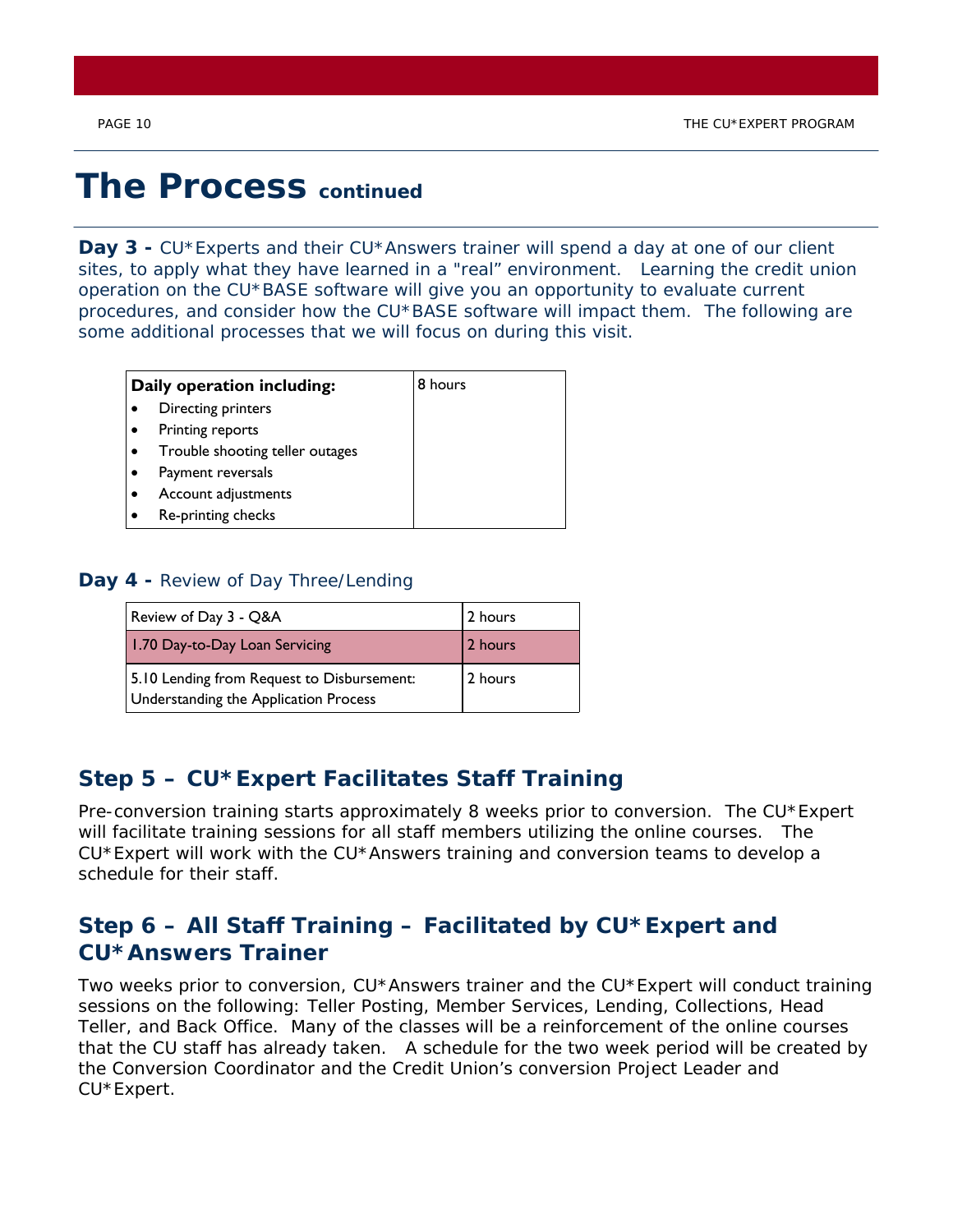# The Process continued

**Day 3 -** CU*Experts and their CU*Answers trainer will spend a day at one of our client sites, to apply what they have learned in a "real" environment. Learning the credit union operation on the CU*BASE software will give you an opportunity to evaluate current procedures, and consider how the CU*BASE software will impact them. The following are some additional processes that we will focus on during this visit.

| **Daily operation including:**<br>• Directing printers<br>• Printing reports<br>• Trouble shooting teller outages<br>• Payment reversals<br>• Account adjustments<br>• Re-printing checks | 8 hours |
|---|---|

**Day 4 -** Review of Day Three/Lending

| Review of Day 3 - Q&A | 2 hours |
|---|---|
| 1.70 Day-to-Day Loan Servicing | 2 hours |
| 5.10 Lending from Request to Disbursement: Understanding the Application Process | 2 hours |

## Step 5 – CU*Expert Facilitates Staff Training

Pre-conversion training starts approximately 8 weeks prior to conversion. The CU*Expert will facilitate training sessions for all staff members utilizing the online courses. The CU*Expert will work with the CU*Answers training and conversion teams to develop a schedule for their staff.

## Step 6 – All Staff Training – Facilitated by CU*Expert and CU*Answers Trainer

Two weeks prior to conversion, CU*Answers trainer and the CU*Expert will conduct training sessions on the following: Teller Posting, Member Services, Lending, Collections, Head Teller, and Back Office. Many of the classes will be a reinforcement of the online courses that the CU staff has already taken. A schedule for the two week period will be created by the Conversion Coordinator and the Credit Union's conversion Project Leader and CU*Expert.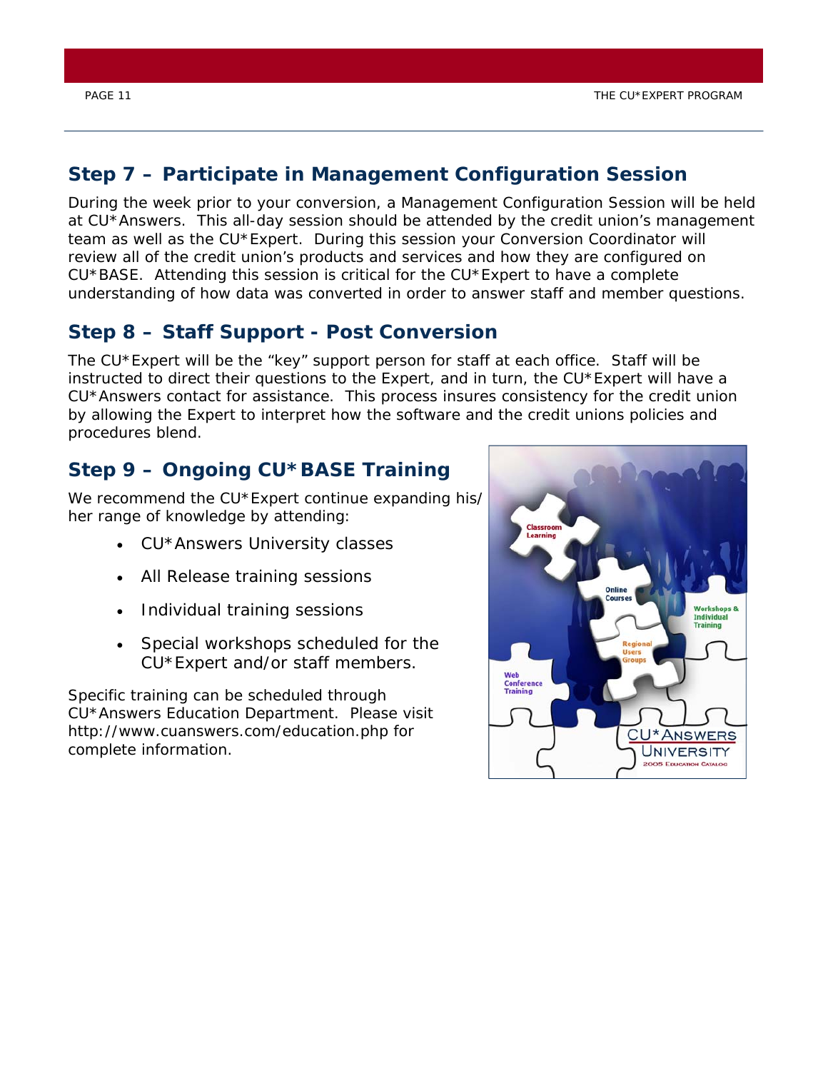## Step 7 – Participate in Management Configuration Session

During the week prior to your conversion, a Management Configuration Session will be held at CU*Answers. This all-day session should be attended by the credit union's management team as well as the CU*Expert. During this session your Conversion Coordinator will review all of the credit union's products and services and how they are configured on CU*BASE. Attending this session is critical for the CU*Expert to have a complete understanding of how data was converted in order to answer staff and member questions.

## Step 8 – Staff Support - Post Conversion

The CU*Expert will be the "key" support person for staff at each office. Staff will be instructed to direct their questions to the Expert, and in turn, the CU*Expert will have a CU*Answers contact for assistance. This process insures consistency for the credit union by allowing the Expert to interpret how the software and the credit unions policies and procedures blend.

## Step 9 – Ongoing CU*BASE Training

We recommend the CU*Expert continue expanding his/her range of knowledge by attending:

- CU*Answers University classes
- All Release training sessions
- Individual training sessions
- Special workshops scheduled for the CU*Expert and/or staff members.

Specific training can be scheduled through CU*Answers Education Department. Please visit http://www.cuanswers.com/education.php for complete information.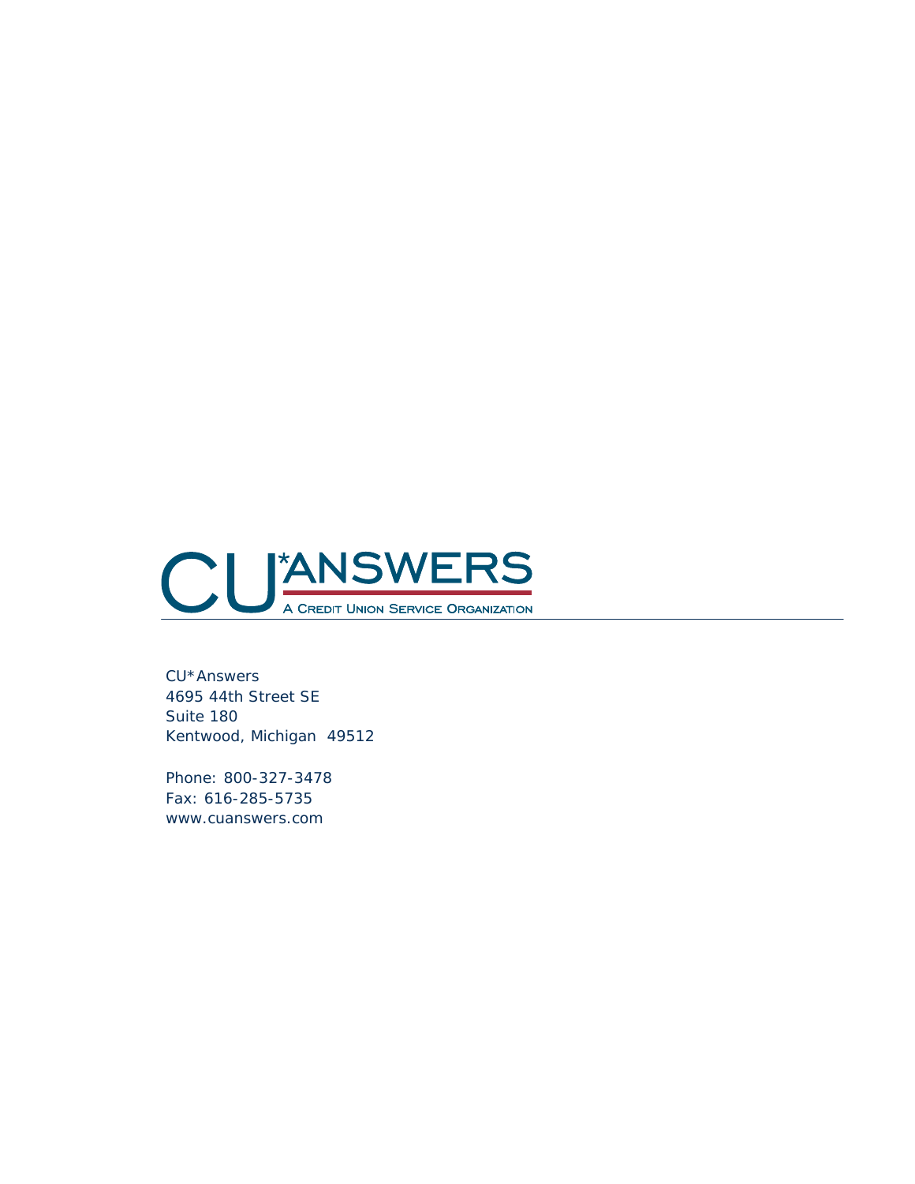CU*ANSWERS

A CREDIT UNION SERVICE ORGANIZATION

CU*Answers
4695 44th Street SE
Suite 180
Kentwood, Michigan 49512

Phone: 800-327-3478
Fax: 616-285-5735
www.cuanswers.com